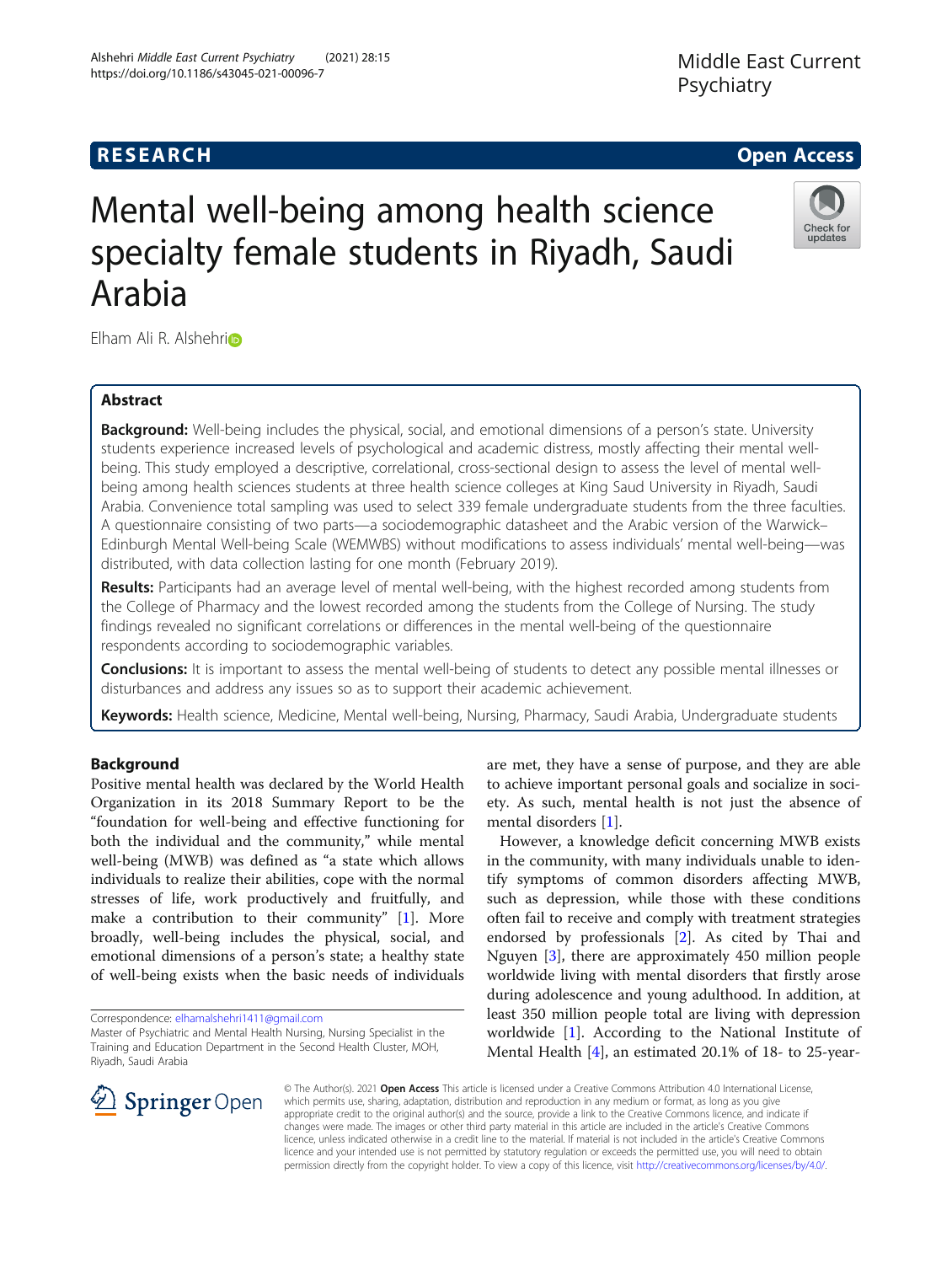# Mental well-being among health science specialty female students in Riyadh, Saudi Arabia

Elham Ali R. Alshehri

## Abstract

**Background:** Well-being includes the physical, social, and emotional dimensions of a person's state. University students experience increased levels of psychological and academic distress, mostly affecting their mental well-being. This study employed a descriptive, correlational, cross-sectional design to assess the level of mental well-being among health sciences students at three health science colleges at King Saud University in Riyadh, Saudi Arabia. Convenience total sampling was used to select 339 female undergraduate students from the three faculties. A questionnaire consisting of two parts—a sociodemographic datasheet and the Arabic version of the Warwick–Edinburgh Mental Well-being Scale (WEMWBS) without modifications to assess individuals' mental well-being—was distributed, with data collection lasting for one month (February 2019).

**Results:** Participants had an average level of mental well-being, with the highest recorded among students from the College of Pharmacy and the lowest recorded among the students from the College of Nursing. The study findings revealed no significant correlations or differences in the mental well-being of the questionnaire respondents according to sociodemographic variables.

**Conclusions:** It is important to assess the mental well-being of students to detect any possible mental illnesses or disturbances and address any issues so as to support their academic achievement.

**Keywords:** Health science, Medicine, Mental well-being, Nursing, Pharmacy, Saudi Arabia, Undergraduate students

## Background

Positive mental health was declared by the World Health Organization in its 2018 Summary Report to be the "foundation for well-being and effective functioning for both the individual and the community," while mental well-being (MWB) was defined as "a state which allows individuals to realize their abilities, cope with the normal stresses of life, work productively and fruitfully, and make a contribution to their community" [1]. More broadly, well-being includes the physical, social, and emotional dimensions of a person's state; a healthy state of well-being exists when the basic needs of individuals are met, they have a sense of purpose, and they are able to achieve important personal goals and socialize in society. As such, mental health is not just the absence of mental disorders [1].

However, a knowledge deficit concerning MWB exists in the community, with many individuals unable to identify symptoms of common disorders affecting MWB, such as depression, while those with these conditions often fail to receive and comply with treatment strategies endorsed by professionals [2]. As cited by Thai and Nguyen [3], there are approximately 450 million people worldwide living with mental disorders that firstly arose during adolescence and young adulthood. In addition, at least 350 million people total are living with depression worldwide [1]. According to the National Institute of Mental Health [4], an estimated 20.1% of 18- to 25-year-

Correspondence: elhamalshehri1411@gmail.com

Master of Psychiatric and Mental Health Nursing, Nursing Specialist in the Training and Education Department in the Second Health Cluster, MOH, Riyadh, Saudi Arabia

© The Author(s). 2021 **Open Access** This article is licensed under a Creative Commons Attribution 4.0 International License, which permits use, sharing, adaptation, distribution and reproduction in any medium or format, as long as you give appropriate credit to the original author(s) and the source, provide a link to the Creative Commons licence, and indicate if changes were made. The images or other third party material in this article are included in the article's Creative Commons licence, unless indicated otherwise in a credit line to the material. If material is not included in the article's Creative Commons licence and your intended use is not permitted by statutory regulation or exceeds the permitted use, you will need to obtain permission directly from the copyright holder. To view a copy of this licence, visit http://creativecommons.org/licenses/by/4.0/.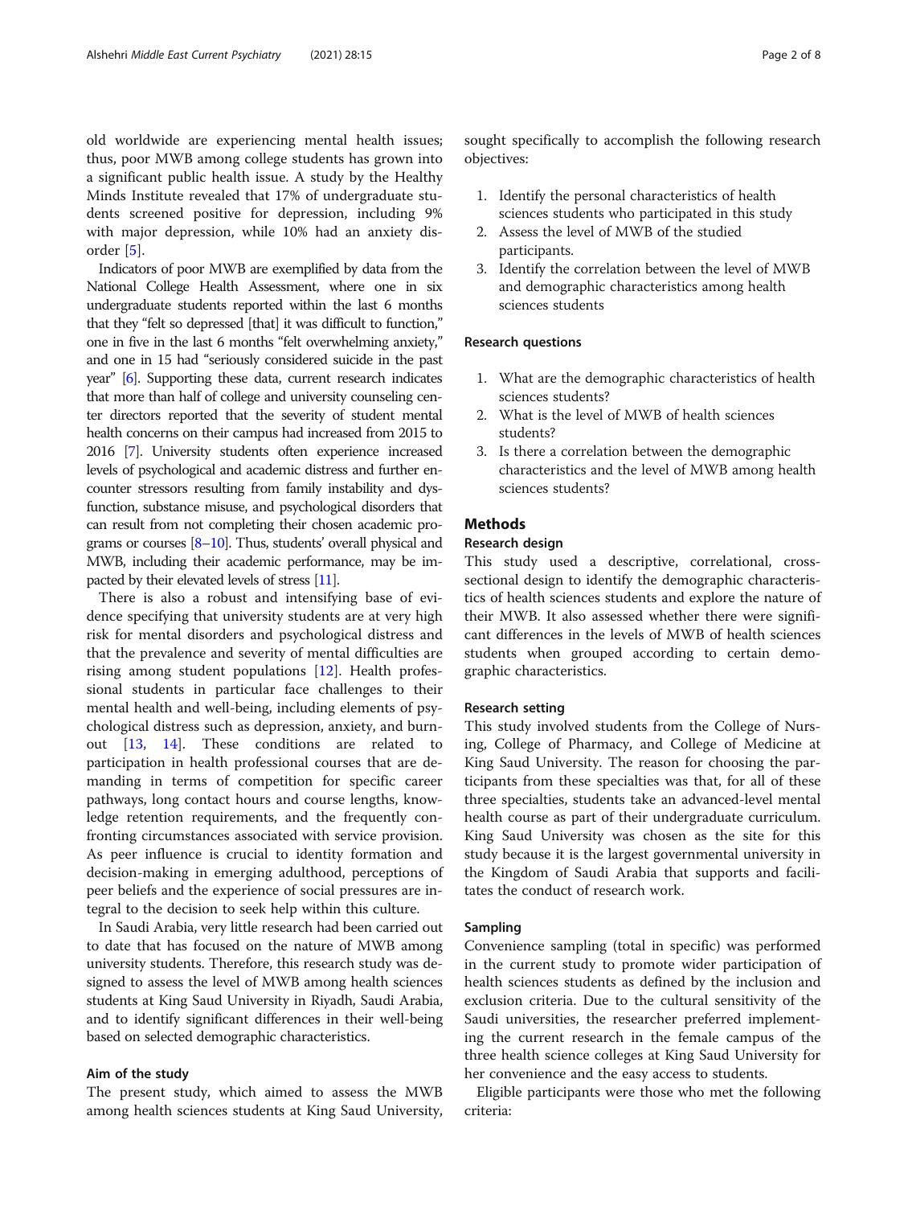old worldwide are experiencing mental health issues; thus, poor MWB among college students has grown into a significant public health issue. A study by the Healthy Minds Institute revealed that 17% of undergraduate students screened positive for depression, including 9% with major depression, while 10% had an anxiety disorder [5].

Indicators of poor MWB are exemplified by data from the National College Health Assessment, where one in six undergraduate students reported within the last 6 months that they "felt so depressed [that] it was difficult to function," one in five in the last 6 months "felt overwhelming anxiety," and one in 15 had "seriously considered suicide in the past year" [6]. Supporting these data, current research indicates that more than half of college and university counseling center directors reported that the severity of student mental health concerns on their campus had increased from 2015 to 2016 [7]. University students often experience increased levels of psychological and academic distress and further encounter stressors resulting from family instability and dysfunction, substance misuse, and psychological disorders that can result from not completing their chosen academic programs or courses [8–10]. Thus, students' overall physical and MWB, including their academic performance, may be impacted by their elevated levels of stress [11].

There is also a robust and intensifying base of evidence specifying that university students are at very high risk for mental disorders and psychological distress and that the prevalence and severity of mental difficulties are rising among student populations [12]. Health professional students in particular face challenges to their mental health and well-being, including elements of psychological distress such as depression, anxiety, and burnout [13, 14]. These conditions are related to participation in health professional courses that are demanding in terms of competition for specific career pathways, long contact hours and course lengths, knowledge retention requirements, and the frequently confronting circumstances associated with service provision. As peer influence is crucial to identity formation and decision-making in emerging adulthood, perceptions of peer beliefs and the experience of social pressures are integral to the decision to seek help within this culture.

In Saudi Arabia, very little research had been carried out to date that has focused on the nature of MWB among university students. Therefore, this research study was designed to assess the level of MWB among health sciences students at King Saud University in Riyadh, Saudi Arabia, and to identify significant differences in their well-being based on selected demographic characteristics.

### Aim of the study

The present study, which aimed to assess the MWB among health sciences students at King Saud University, sought specifically to accomplish the following research objectives:

1. Identify the personal characteristics of health sciences students who participated in this study
2. Assess the level of MWB of the studied participants.
3. Identify the correlation between the level of MWB and demographic characteristics among health sciences students

### Research questions

1. What are the demographic characteristics of health sciences students?
2. What is the level of MWB of health sciences students?
3. Is there a correlation between the demographic characteristics and the level of MWB among health sciences students?

## Methods

### Research design

This study used a descriptive, correlational, cross-sectional design to identify the demographic characteristics of health sciences students and explore the nature of their MWB. It also assessed whether there were significant differences in the levels of MWB of health sciences students when grouped according to certain demographic characteristics.

### Research setting

This study involved students from the College of Nursing, College of Pharmacy, and College of Medicine at King Saud University. The reason for choosing the participants from these specialties was that, for all of these three specialties, students take an advanced-level mental health course as part of their undergraduate curriculum. King Saud University was chosen as the site for this study because it is the largest governmental university in the Kingdom of Saudi Arabia that supports and facilitates the conduct of research work.

### Sampling

Convenience sampling (total in specific) was performed in the current study to promote wider participation of health sciences students as defined by the inclusion and exclusion criteria. Due to the cultural sensitivity of the Saudi universities, the researcher preferred implementing the current research in the female campus of the three health science colleges at King Saud University for her convenience and the easy access to students.

Eligible participants were those who met the following criteria: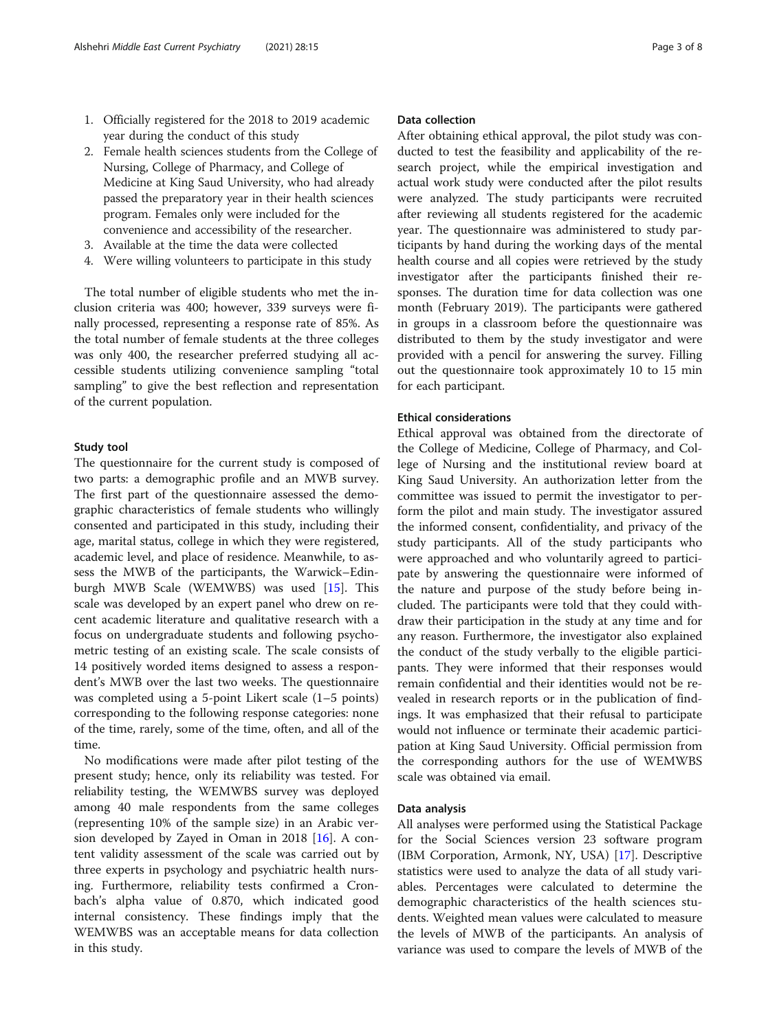1. Officially registered for the 2018 to 2019 academic year during the conduct of this study
2. Female health sciences students from the College of Nursing, College of Pharmacy, and College of Medicine at King Saud University, who had already passed the preparatory year in their health sciences program. Females only were included for the convenience and accessibility of the researcher.
3. Available at the time the data were collected
4. Were willing volunteers to participate in this study

The total number of eligible students who met the inclusion criteria was 400; however, 339 surveys were finally processed, representing a response rate of 85%. As the total number of female students at the three colleges was only 400, the researcher preferred studying all accessible students utilizing convenience sampling "total sampling" to give the best reflection and representation of the current population.

#### Study tool

The questionnaire for the current study is composed of two parts: a demographic profile and an MWB survey. The first part of the questionnaire assessed the demographic characteristics of female students who willingly consented and participated in this study, including their age, marital status, college in which they were registered, academic level, and place of residence. Meanwhile, to assess the MWB of the participants, the Warwick–Edinburgh MWB Scale (WEMWBS) was used [15]. This scale was developed by an expert panel who drew on recent academic literature and qualitative research with a focus on undergraduate students and following psychometric testing of an existing scale. The scale consists of 14 positively worded items designed to assess a respondent's MWB over the last two weeks. The questionnaire was completed using a 5-point Likert scale (1–5 points) corresponding to the following response categories: none of the time, rarely, some of the time, often, and all of the time.

No modifications were made after pilot testing of the present study; hence, only its reliability was tested. For reliability testing, the WEMWBS survey was deployed among 40 male respondents from the same colleges (representing 10% of the sample size) in an Arabic version developed by Zayed in Oman in 2018 [16]. A content validity assessment of the scale was carried out by three experts in psychology and psychiatric health nursing. Furthermore, reliability tests confirmed a Cronbach's alpha value of 0.870, which indicated good internal consistency. These findings imply that the WEMWBS was an acceptable means for data collection in this study.

#### Data collection

After obtaining ethical approval, the pilot study was conducted to test the feasibility and applicability of the research project, while the empirical investigation and actual work study were conducted after the pilot results were analyzed. The study participants were recruited after reviewing all students registered for the academic year. The questionnaire was administered to study participants by hand during the working days of the mental health course and all copies were retrieved by the study investigator after the participants finished their responses. The duration time for data collection was one month (February 2019). The participants were gathered in groups in a classroom before the questionnaire was distributed to them by the study investigator and were provided with a pencil for answering the survey. Filling out the questionnaire took approximately 10 to 15 min for each participant.

#### Ethical considerations

Ethical approval was obtained from the directorate of the College of Medicine, College of Pharmacy, and College of Nursing and the institutional review board at King Saud University. An authorization letter from the committee was issued to permit the investigator to perform the pilot and main study. The investigator assured the informed consent, confidentiality, and privacy of the study participants. All of the study participants who were approached and who voluntarily agreed to participate by answering the questionnaire were informed of the nature and purpose of the study before being included. The participants were told that they could withdraw their participation in the study at any time and for any reason. Furthermore, the investigator also explained the conduct of the study verbally to the eligible participants. They were informed that their responses would remain confidential and their identities would not be revealed in research reports or in the publication of findings. It was emphasized that their refusal to participate would not influence or terminate their academic participation at King Saud University. Official permission from the corresponding authors for the use of WEMWBS scale was obtained via email.

#### Data analysis

All analyses were performed using the Statistical Package for the Social Sciences version 23 software program (IBM Corporation, Armonk, NY, USA) [17]. Descriptive statistics were used to analyze the data of all study variables. Percentages were calculated to determine the demographic characteristics of the health sciences students. Weighted mean values were calculated to measure the levels of MWB of the participants. An analysis of variance was used to compare the levels of MWB of the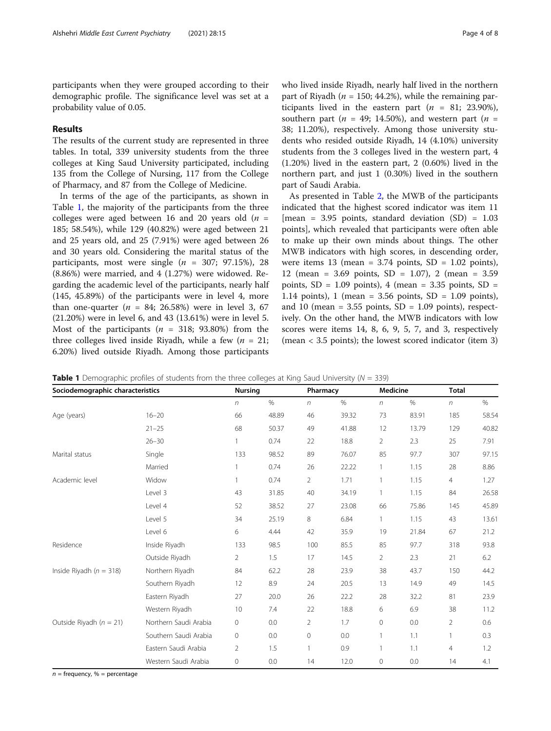participants when they were grouped according to their demographic profile. The significance level was set at a probability value of 0.05.

## Results

The results of the current study are represented in three tables. In total, 339 university students from the three colleges at King Saud University participated, including 135 from the College of Nursing, 117 from the College of Pharmacy, and 87 from the College of Medicine.

In terms of the age of the participants, as shown in Table 1, the majority of the participants from the three colleges were aged between 16 and 20 years old ($n$ = 185; 58.54%), while 129 (40.82%) were aged between 21 and 25 years old, and 25 (7.91%) were aged between 26 and 30 years old. Considering the marital status of the participants, most were single ($n$ = 307; 97.15%), 28 (8.86%) were married, and 4 (1.27%) were widowed. Regarding the academic level of the participants, nearly half (145, 45.89%) of the participants were in level 4, more than one-quarter ($n$ = 84; 26.58%) were in level 3, 67 (21.20%) were in level 6, and 43 (13.61%) were in level 5. Most of the participants ($n$ = 318; 93.80%) from the three colleges lived inside Riyadh, while a few ($n$ = 21; 6.20%) lived outside Riyadh. Among those participants who lived inside Riyadh, nearly half lived in the northern part of Riyadh ($n$ = 150; 44.2%), while the remaining participants lived in the eastern part ($n$ = 81; 23.90%), southern part ($n$ = 49; 14.50%), and western part ($n$ = 38; 11.20%), respectively. Among those university students who resided outside Riyadh, 14 (4.10%) university students from the 3 colleges lived in the western part, 4 (1.20%) lived in the eastern part, 2 (0.60%) lived in the northern part, and just 1 (0.30%) lived in the southern part of Saudi Arabia.

As presented in Table 2, the MWB of the participants indicated that the highest scored indicator was item 11 [mean = 3.95 points, standard deviation (SD) = 1.03 points], which revealed that participants were often able to make up their own minds about things. The other MWB indicators with high scores, in descending order, were items 13 (mean = 3.74 points, SD = 1.02 points), 12 (mean = 3.69 points, SD = 1.07), 2 (mean = 3.59 points, SD = 1.09 points), 4 (mean = 3.35 points, SD = 1.14 points), 1 (mean = 3.56 points, SD = 1.09 points), and 10 (mean = 3.55 points, SD = 1.09 points), respectively. On the other hand, the MWB indicators with low scores were items 14, 8, 6, 9, 5, 7, and 3, respectively (mean < 3.5 points); the lowest scored indicator (item 3)

**Table 1** Demographic profiles of students from the three colleges at King Saud University ($N$ = 339)

| Sociodemographic characteristics | | Nursing | | Pharmacy | | Medicine | | Total | |
|---|---|---|---|---|---|---|---|---|---|
| | | $n$ | % | $n$ | % | $n$ | % | $n$ | % |
| Age (years) | 16–20 | 66 | 48.89 | 46 | 39.32 | 73 | 83.91 | 185 | 58.54 |
| | 21–25 | 68 | 50.37 | 49 | 41.88 | 12 | 13.79 | 129 | 40.82 |
| | 26–30 | 1 | 0.74 | 22 | 18.8 | 2 | 2.3 | 25 | 7.91 |
| Marital status | Single | 133 | 98.52 | 89 | 76.07 | 85 | 97.7 | 307 | 97.15 |
| | Married | 1 | 0.74 | 26 | 22.22 | 1 | 1.15 | 28 | 8.86 |
| Academic level | Widow | 1 | 0.74 | 2 | 1.71 | 1 | 1.15 | 4 | 1.27 |
| | Level 3 | 43 | 31.85 | 40 | 34.19 | 1 | 1.15 | 84 | 26.58 |
| | Level 4 | 52 | 38.52 | 27 | 23.08 | 66 | 75.86 | 145 | 45.89 |
| | Level 5 | 34 | 25.19 | 8 | 6.84 | 1 | 1.15 | 43 | 13.61 |
| | Level 6 | 6 | 4.44 | 42 | 35.9 | 19 | 21.84 | 67 | 21.2 |
| Residence | Inside Riyadh | 133 | 98.5 | 100 | 85.5 | 85 | 97.7 | 318 | 93.8 |
| | Outside Riyadh | 2 | 1.5 | 17 | 14.5 | 2 | 2.3 | 21 | 6.2 |
| Inside Riyadh ($n$ = 318) | Northern Riyadh | 84 | 62.2 | 28 | 23.9 | 38 | 43.7 | 150 | 44.2 |
| | Southern Riyadh | 12 | 8.9 | 24 | 20.5 | 13 | 14.9 | 49 | 14.5 |
| | Eastern Riyadh | 27 | 20.0 | 26 | 22.2 | 28 | 32.2 | 81 | 23.9 |
| | Western Riyadh | 10 | 7.4 | 22 | 18.8 | 6 | 6.9 | 38 | 11.2 |
| Outside Riyadh ($n$ = 21) | Northern Saudi Arabia | 0 | 0.0 | 2 | 1.7 | 0 | 0.0 | 2 | 0.6 |
| | Southern Saudi Arabia | 0 | 0.0 | 0 | 0.0 | 1 | 1.1 | 1 | 0.3 |
| | Eastern Saudi Arabia | 2 | 1.5 | 1 | 0.9 | 1 | 1.1 | 4 | 1.2 |
| | Western Saudi Arabia | 0 | 0.0 | 14 | 12.0 | 0 | 0.0 | 14 | 4.1 |

$n$ = frequency, % = percentage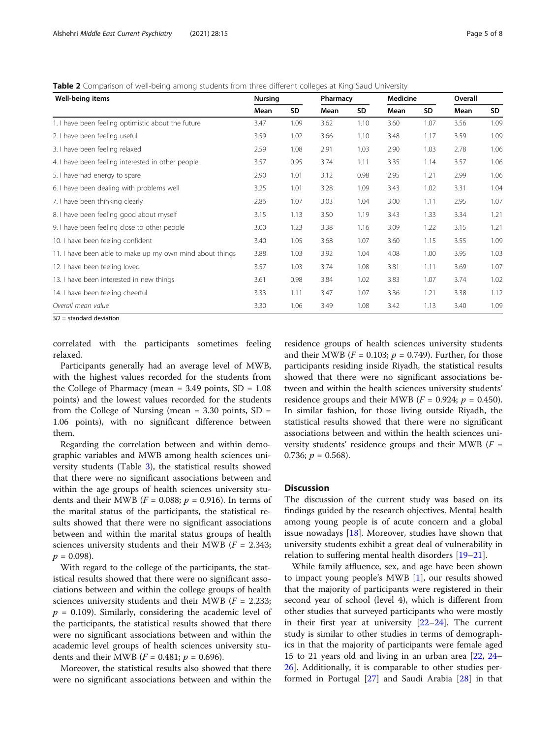**Table 2** Comparison of well-being among students from three different colleges at King Saud University

| Well-being items | Nursing | | Pharmacy | | Medicine | | Overall | |
|---|---|---|---|---|---|---|---|---|
| | Mean | SD | Mean | SD | Mean | SD | Mean | SD |
| 1. I have been feeling optimistic about the future | 3.47 | 1.09 | 3.62 | 1.10 | 3.60 | 1.07 | 3.56 | 1.09 |
| 2. I have been feeling useful | 3.59 | 1.02 | 3.66 | 1.10 | 3.48 | 1.17 | 3.59 | 1.09 |
| 3. I have been feeling relaxed | 2.59 | 1.08 | 2.91 | 1.03 | 2.90 | 1.03 | 2.78 | 1.06 |
| 4. I have been feeling interested in other people | 3.57 | 0.95 | 3.74 | 1.11 | 3.35 | 1.14 | 3.57 | 1.06 |
| 5. I have had energy to spare | 2.90 | 1.01 | 3.12 | 0.98 | 2.95 | 1.21 | 2.99 | 1.06 |
| 6. I have been dealing with problems well | 3.25 | 1.01 | 3.28 | 1.09 | 3.43 | 1.02 | 3.31 | 1.04 |
| 7. I have been thinking clearly | 2.86 | 1.07 | 3.03 | 1.04 | 3.00 | 1.11 | 2.95 | 1.07 |
| 8. I have been feeling good about myself | 3.15 | 1.13 | 3.50 | 1.19 | 3.43 | 1.33 | 3.34 | 1.21 |
| 9. I have been feeling close to other people | 3.00 | 1.23 | 3.38 | 1.16 | 3.09 | 1.22 | 3.15 | 1.21 |
| 10. I have been feeling confident | 3.40 | 1.05 | 3.68 | 1.07 | 3.60 | 1.15 | 3.55 | 1.09 |
| 11. I have been able to make up my own mind about things | 3.88 | 1.03 | 3.92 | 1.04 | 4.08 | 1.00 | 3.95 | 1.03 |
| 12. I have been feeling loved | 3.57 | 1.03 | 3.74 | 1.08 | 3.81 | 1.11 | 3.69 | 1.07 |
| 13. I have been interested in new things | 3.61 | 0.98 | 3.84 | 1.02 | 3.83 | 1.07 | 3.74 | 1.02 |
| 14. I have been feeling cheerful | 3.33 | 1.11 | 3.47 | 1.07 | 3.36 | 1.21 | 3.38 | 1.12 |
| *Overall mean value* | 3.30 | 1.06 | 3.49 | 1.08 | 3.42 | 1.13 | 3.40 | 1.09 |

*SD* = standard deviation

correlated with the participants sometimes feeling relaxed.

Participants generally had an average level of MWB, with the highest values recorded for the students from the College of Pharmacy (mean = 3.49 points, SD = 1.08 points) and the lowest values recorded for the students from the College of Nursing (mean = 3.30 points, SD = 1.06 points), with no significant difference between them.

Regarding the correlation between and within demographic variables and MWB among health sciences university students (Table 3), the statistical results showed that there were no significant associations between and within the age groups of health sciences university students and their MWB ($F = 0.088$; $p = 0.916$). In terms of the marital status of the participants, the statistical results showed that there were no significant associations between and within the marital status groups of health sciences university students and their MWB ($F = 2.343$; $p = 0.098$).

With regard to the college of the participants, the statistical results showed that there were no significant associations between and within the college groups of health sciences university students and their MWB ($F = 2.233$; $p = 0.109$). Similarly, considering the academic level of the participants, the statistical results showed that there were no significant associations between and within the academic level groups of health sciences university students and their MWB ($F = 0.481$; $p = 0.696$).

Moreover, the statistical results also showed that there were no significant associations between and within the residence groups of health sciences university students and their MWB ($F = 0.103$; $p = 0.749$). Further, for those participants residing inside Riyadh, the statistical results showed that there were no significant associations between and within the health sciences university students' residence groups and their MWB ($F = 0.924$; $p = 0.450$). In similar fashion, for those living outside Riyadh, the statistical results showed that there were no significant associations between and within the health sciences university students' residence groups and their MWB ($F = 0.736$; $p = 0.568$).

## Discussion

The discussion of the current study was based on its findings guided by the research objectives. Mental health among young people is of acute concern and a global issue nowadays [18]. Moreover, studies have shown that university students exhibit a great deal of vulnerability in relation to suffering mental health disorders [19–21].

While family affluence, sex, and age have been shown to impact young people's MWB [1], our results showed that the majority of participants were registered in their second year of school (level 4), which is different from other studies that surveyed participants who were mostly in their first year at university [22–24]. The current study is similar to other studies in terms of demographics in that the majority of participants were female aged 15 to 21 years old and living in an urban area [22, 24–26]. Additionally, it is comparable to other studies performed in Portugal [27] and Saudi Arabia [28] in that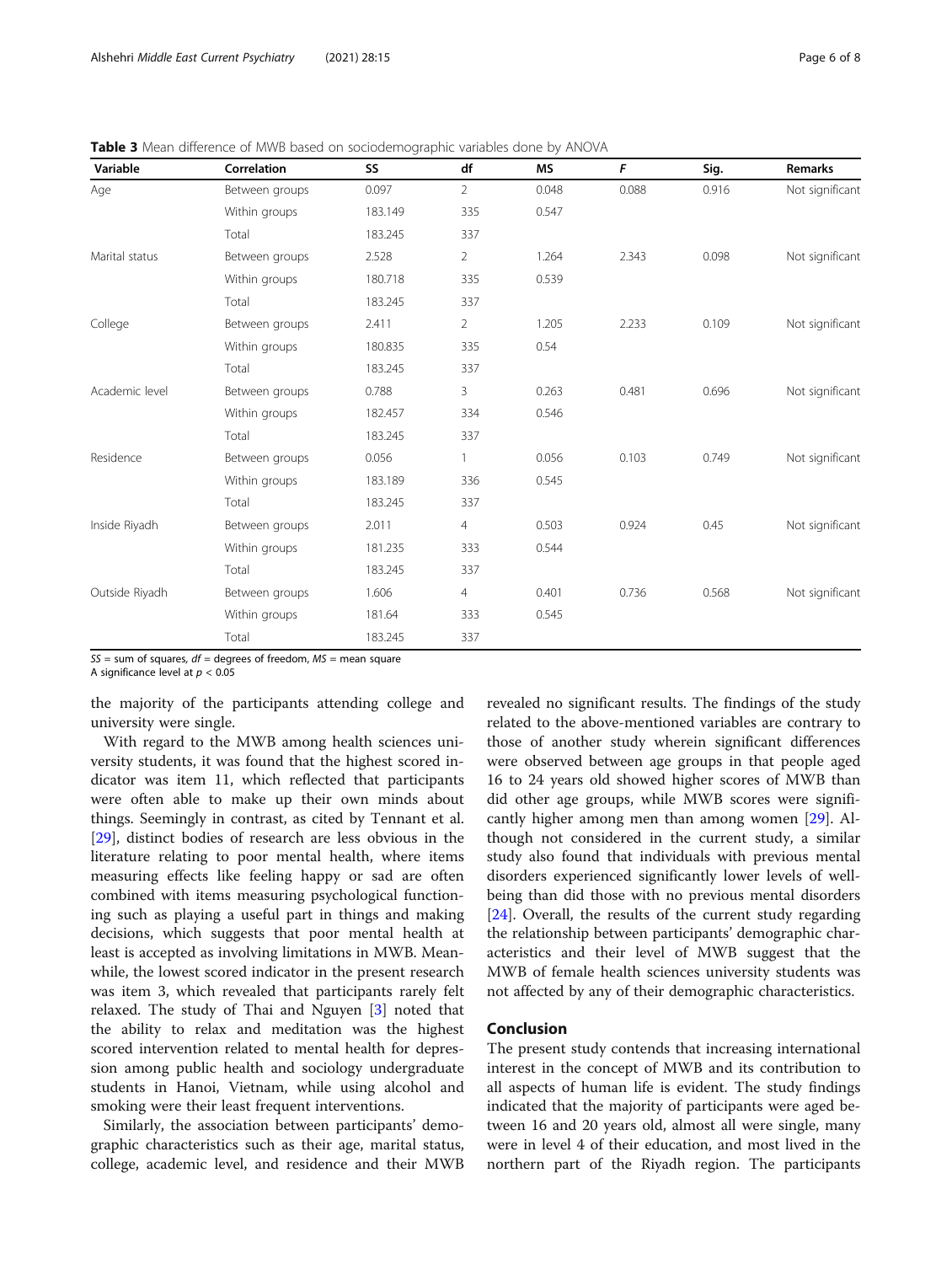**Table 3** Mean difference of MWB based on sociodemographic variables done by ANOVA

| Variable | Correlation | SS | df | MS | *F* | Sig. | Remarks |
|---|---|---|---|---|---|---|---|
| Age | Between groups | 0.097 | 2 | 0.048 | 0.088 | 0.916 | Not significant |
| | Within groups | 183.149 | 335 | 0.547 | | | |
| | Total | 183.245 | 337 | | | | |
| Marital status | Between groups | 2.528 | 2 | 1.264 | 2.343 | 0.098 | Not significant |
| | Within groups | 180.718 | 335 | 0.539 | | | |
| | Total | 183.245 | 337 | | | | |
| College | Between groups | 2.411 | 2 | 1.205 | 2.233 | 0.109 | Not significant |
| | Within groups | 180.835 | 335 | 0.54 | | | |
| | Total | 183.245 | 337 | | | | |
| Academic level | Between groups | 0.788 | 3 | 0.263 | 0.481 | 0.696 | Not significant |
| | Within groups | 182.457 | 334 | 0.546 | | | |
| | Total | 183.245 | 337 | | | | |
| Residence | Between groups | 0.056 | 1 | 0.056 | 0.103 | 0.749 | Not significant |
| | Within groups | 183.189 | 336 | 0.545 | | | |
| | Total | 183.245 | 337 | | | | |
| Inside Riyadh | Between groups | 2.011 | 4 | 0.503 | 0.924 | 0.45 | Not significant |
| | Within groups | 181.235 | 333 | 0.544 | | | |
| | Total | 183.245 | 337 | | | | |
| Outside Riyadh | Between groups | 1.606 | 4 | 0.401 | 0.736 | 0.568 | Not significant |
| | Within groups | 181.64 | 333 | 0.545 | | | |
| | Total | 183.245 | 337 | | | | |

*SS* = sum of squares, *df* = degrees of freedom, *MS* = mean square
A significance level at $p < 0.05$

the majority of the participants attending college and university were single.

With regard to the MWB among health sciences university students, it was found that the highest scored indicator was item 11, which reflected that participants were often able to make up their own minds about things. Seemingly in contrast, as cited by Tennant et al. [29], distinct bodies of research are less obvious in the literature relating to poor mental health, where items measuring effects like feeling happy or sad are often combined with items measuring psychological functioning such as playing a useful part in things and making decisions, which suggests that poor mental health at least is accepted as involving limitations in MWB. Meanwhile, the lowest scored indicator in the present research was item 3, which revealed that participants rarely felt relaxed. The study of Thai and Nguyen [3] noted that the ability to relax and meditation was the highest scored intervention related to mental health for depression among public health and sociology undergraduate students in Hanoi, Vietnam, while using alcohol and smoking were their least frequent interventions.

Similarly, the association between participants' demographic characteristics such as their age, marital status, college, academic level, and residence and their MWB revealed no significant results. The findings of the study related to the above-mentioned variables are contrary to those of another study wherein significant differences were observed between age groups in that people aged 16 to 24 years old showed higher scores of MWB than did other age groups, while MWB scores were significantly higher among men than among women [29]. Although not considered in the current study, a similar study also found that individuals with previous mental disorders experienced significantly lower levels of well-being than did those with no previous mental disorders [24]. Overall, the results of the current study regarding the relationship between participants' demographic characteristics and their level of MWB suggest that the MWB of female health sciences university students was not affected by any of their demographic characteristics.

## Conclusion

The present study contends that increasing international interest in the concept of MWB and its contribution to all aspects of human life is evident. The study findings indicated that the majority of participants were aged between 16 and 20 years old, almost all were single, many were in level 4 of their education, and most lived in the northern part of the Riyadh region. The participants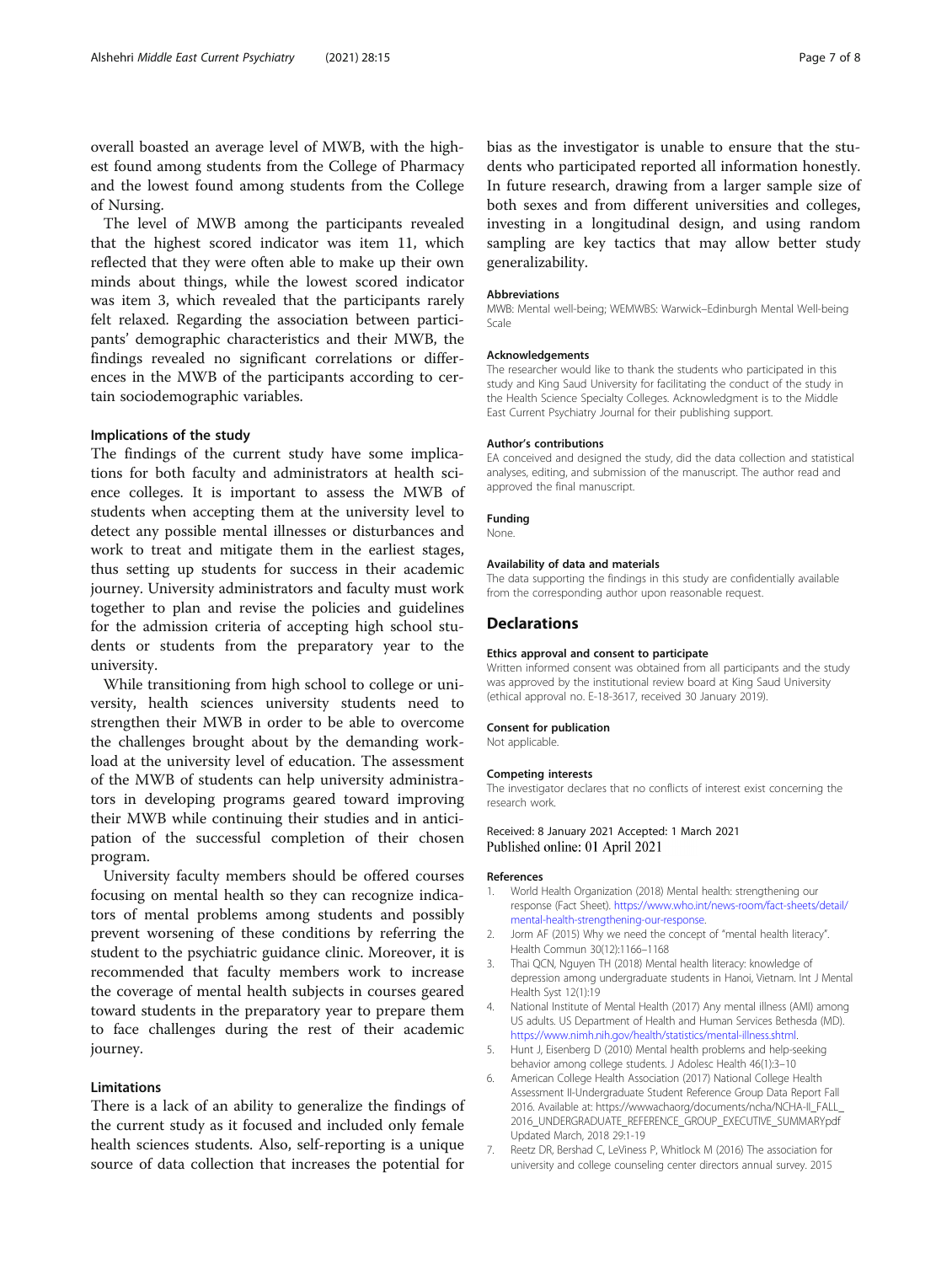overall boasted an average level of MWB, with the highest found among students from the College of Pharmacy and the lowest found among students from the College of Nursing.

The level of MWB among the participants revealed that the highest scored indicator was item 11, which reflected that they were often able to make up their own minds about things, while the lowest scored indicator was item 3, which revealed that the participants rarely felt relaxed. Regarding the association between participants' demographic characteristics and their MWB, the findings revealed no significant correlations or differences in the MWB of the participants according to certain sociodemographic variables.

### Implications of the study

The findings of the current study have some implications for both faculty and administrators at health science colleges. It is important to assess the MWB of students when accepting them at the university level to detect any possible mental illnesses or disturbances and work to treat and mitigate them in the earliest stages, thus setting up students for success in their academic journey. University administrators and faculty must work together to plan and revise the policies and guidelines for the admission criteria of accepting high school students or students from the preparatory year to the university.

While transitioning from high school to college or university, health sciences university students need to strengthen their MWB in order to be able to overcome the challenges brought about by the demanding workload at the university level of education. The assessment of the MWB of students can help university administrators in developing programs geared toward improving their MWB while continuing their studies and in anticipation of the successful completion of their chosen program.

University faculty members should be offered courses focusing on mental health so they can recognize indicators of mental problems among students and possibly prevent worsening of these conditions by referring the student to the psychiatric guidance clinic. Moreover, it is recommended that faculty members work to increase the coverage of mental health subjects in courses geared toward students in the preparatory year to prepare them to face challenges during the rest of their academic journey.

### Limitations

There is a lack of an ability to generalize the findings of the current study as it focused and included only female health sciences students. Also, self-reporting is a unique source of data collection that increases the potential for bias as the investigator is unable to ensure that the students who participated reported all information honestly. In future research, drawing from a larger sample size of both sexes and from different universities and colleges, investing in a longitudinal design, and using random sampling are key tactics that may allow better study generalizability.

#### Abbreviations

MWB: Mental well-being; WEMWBS: Warwick–Edinburgh Mental Well-being Scale

#### Acknowledgements

The researcher would like to thank the students who participated in this study and King Saud University for facilitating the conduct of the study in the Health Science Specialty Colleges. Acknowledgment is to the Middle East Current Psychiatry Journal for their publishing support.

#### Author's contributions

EA conceived and designed the study, did the data collection and statistical analyses, editing, and submission of the manuscript. The author read and approved the final manuscript.

#### Funding

None.

#### Availability of data and materials

The data supporting the findings in this study are confidentially available from the corresponding author upon reasonable request.

## Declarations

#### Ethics approval and consent to participate

Written informed consent was obtained from all participants and the study was approved by the institutional review board at King Saud University (ethical approval no. E-18-3617, received 30 January 2019).

#### Consent for publication

Not applicable.

#### Competing interests

The investigator declares that no conflicts of interest exist concerning the research work.

Received: 8 January 2021 Accepted: 1 March 2021
Published online: 01 April 2021

#### References

1. World Health Organization (2018) Mental health: strengthening our response (Fact Sheet). https://www.who.int/news-room/fact-sheets/detail/mental-health-strengthening-our-response.
2. Jorm AF (2015) Why we need the concept of "mental health literacy". Health Commun 30(12):1166–1168
3. Thai QCN, Nguyen TH (2018) Mental health literacy: knowledge of depression among undergraduate students in Hanoi, Vietnam. Int J Mental Health Syst 12(1):19
4. National Institute of Mental Health (2017) Any mental illness (AMI) among US adults. US Department of Health and Human Services Bethesda (MD). https://www.nimh.nih.gov/health/statistics/mental-illness.shtml.
5. Hunt J, Eisenberg D (2010) Mental health problems and help-seeking behavior among college students. J Adolesc Health 46(1):3–10
6. American College Health Association (2017) National College Health Assessment II-Undergraduate Student Reference Group Data Report Fall 2016. Available at: https://wwwachaorg/documents/ncha/NCHA-II_FALL_2016_UNDERGRADUATE_REFERENCE_GROUP_EXECUTIVE_SUMMARYpdf Updated March, 2018 29:1-19
7. Reetz DR, Bershad C, LeViness P, Whitlock M (2016) The association for university and college counseling center directors annual survey. 2015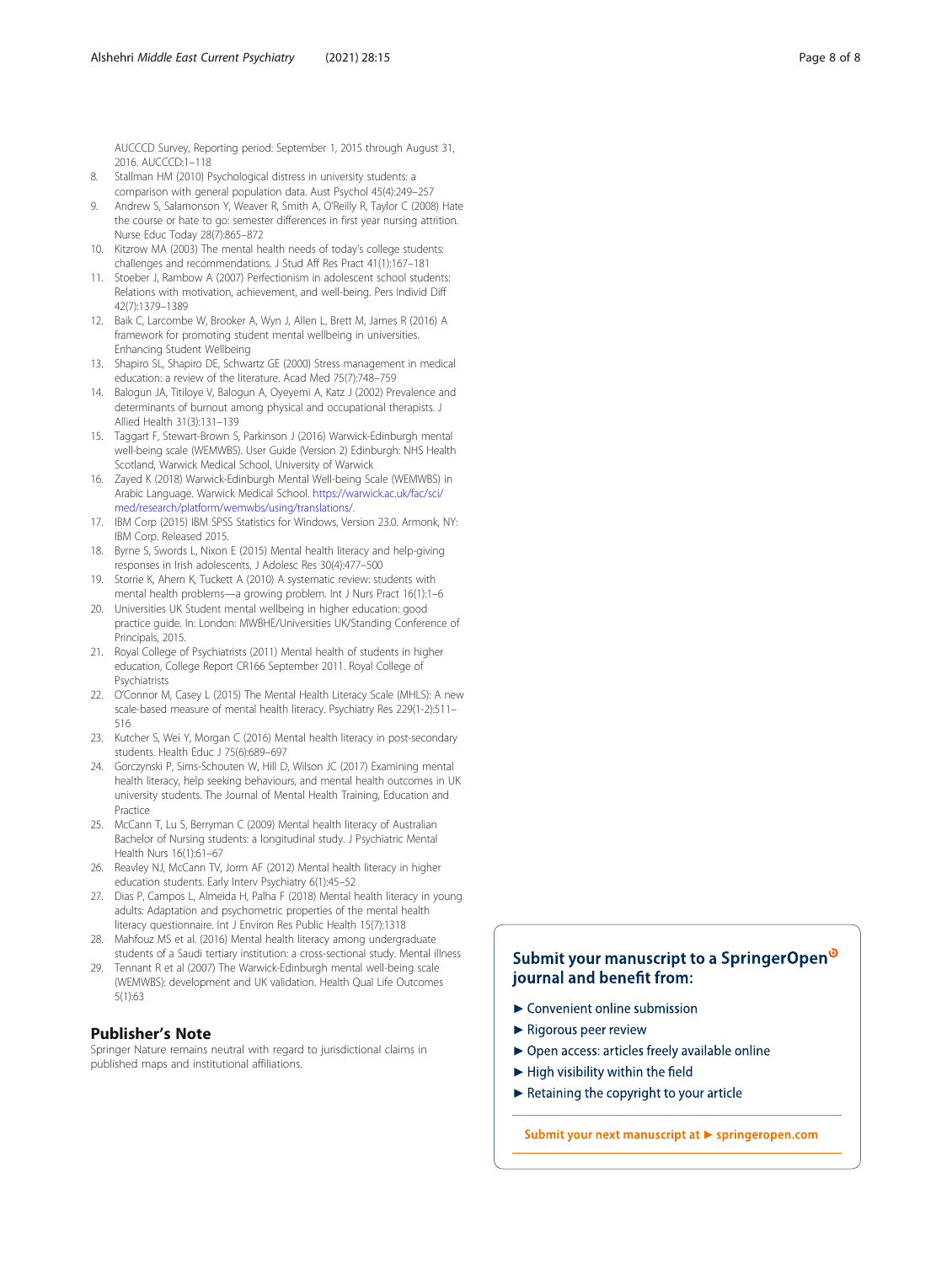AUCCCD Survey, Reporting period: September 1, 2015 through August 31, 2016. AUCCCD:1–118

8. Stallman HM (2010) Psychological distress in university students: a comparison with general population data. Aust Psychol 45(4):249–257
9. Andrew S, Salamonson Y, Weaver R, Smith A, O'Reilly R, Taylor C (2008) Hate the course or hate to go: semester differences in first year nursing attrition. Nurse Educ Today 28(7):865–872
10. Kitzrow MA (2003) The mental health needs of today's college students: challenges and recommendations. J Stud Aff Res Pract 41(1):167–181
11. Stoeber J, Rambow A (2007) Perfectionism in adolescent school students: Relations with motivation, achievement, and well-being. Pers Individ Diff 42(7):1379–1389
12. Baik C, Larcombe W, Brooker A, Wyn J, Allen L, Brett M, James R (2016) A framework for promoting student mental wellbeing in universities. Enhancing Student Wellbeing
13. Shapiro SL, Shapiro DE, Schwartz GE (2000) Stress management in medical education: a review of the literature. Acad Med 75(7):748–759
14. Balogun JA, Titiloye V, Balogun A, Oyeyemi A, Katz J (2002) Prevalence and determinants of burnout among physical and occupational therapists. J Allied Health 31(3):131–139
15. Taggart F, Stewart-Brown S, Parkinson J (2016) Warwick-Edinburgh mental well-being scale (WEMWBS). User Guide (Version 2) Edinburgh: NHS Health Scotland, Warwick Medical School, University of Warwick
16. Zayed K (2018) Warwick-Edinburgh Mental Well-being Scale (WEMWBS) in Arabic Language. Warwick Medical School. https://warwick.ac.uk/fac/sci/med/research/platform/wemwbs/using/translations/.
17. IBM Corp (2015) IBM SPSS Statistics for Windows, Version 23.0. Armonk, NY: IBM Corp. Released 2015.
18. Byrne S, Swords L, Nixon E (2015) Mental health literacy and help-giving responses in Irish adolescents. J Adolesc Res 30(4):477–500
19. Storrie K, Ahern K, Tuckett A (2010) A systematic review: students with mental health problems—a growing problem. Int J Nurs Pract 16(1):1–6
20. Universities UK Student mental wellbeing in higher education: good practice guide. In: London: MWBHE/Universities UK/Standing Conference of Principals, 2015.
21. Royal College of Psychiatrists (2011) Mental health of students in higher education, College Report CR166 September 2011. Royal College of Psychiatrists
22. O'Connor M, Casey L (2015) The Mental Health Literacy Scale (MHLS): A new scale-based measure of mental health literacy. Psychiatry Res 229(1-2):511–516
23. Kutcher S, Wei Y, Morgan C (2016) Mental health literacy in post-secondary students. Health Educ J 75(6):689–697
24. Gorczynski P, Sims-Schouten W, Hill D, Wilson JC (2017) Examining mental health literacy, help seeking behaviours, and mental health outcomes in UK university students. The Journal of Mental Health Training, Education and Practice
25. McCann T, Lu S, Berryman C (2009) Mental health literacy of Australian Bachelor of Nursing students: a longitudinal study. J Psychiatric Mental Health Nurs 16(1):61–67
26. Reavley NJ, McCann TV, Jorm AF (2012) Mental health literacy in higher education students. Early Interv Psychiatry 6(1):45–52
27. Dias P, Campos L, Almeida H, Palha F (2018) Mental health literacy in young adults: Adaptation and psychometric properties of the mental health literacy questionnaire. Int J Environ Res Public Health 15(7):1318
28. Mahfouz MS et al. (2016) Mental health literacy among undergraduate students of a Saudi tertiary institution: a cross-sectional study. Mental illness
29. Tennant R et al (2007) The Warwick-Edinburgh mental well-being scale (WEMWBS): development and UK validation. Health Qual Life Outcomes 5(1):63

## Publisher's Note

Springer Nature remains neutral with regard to jurisdictional claims in published maps and institutional affiliations.

**Submit your manuscript to a SpringerOpen journal and benefit from:**

- ► Convenient online submission
- ► Rigorous peer review
- ► Open access: articles freely available online
- ► High visibility within the field
- ► Retaining the copyright to your article

Submit your next manuscript at ► springeropen.com